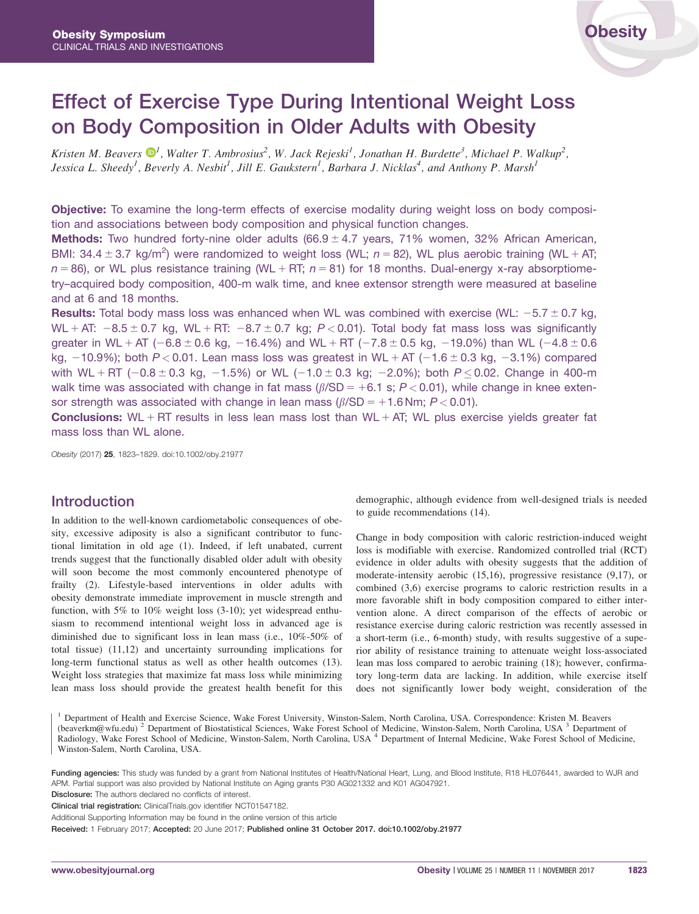Obesity Symposium
CLINICAL TRIALS AND INVESTIGATIONS

# Effect of Exercise Type During Intentional Weight Loss on Body Composition in Older Adults with Obesity

*Kristen M. Beavers*[1], *Walter T. Ambrosius*[2], *W. Jack Rejeski*[1], *Jonathan H. Burdette*[3], *Michael P. Walkup*[2], *Jessica L. Sheedy*[1], *Beverly A. Nesbit*[1], *Jill E. Gaukstern*[1], *Barbara J. Nicklas*[4], *and Anthony P. Marsh*[1]

**Objective:** To examine the long-term effects of exercise modality during weight loss on body composition and associations between body composition and physical function changes.

**Methods:** Two hundred forty-nine older adults (66.9 ± 4.7 years, 71% women, 32% African American, BMI: 34.4 ± 3.7 kg/m$^2$) were randomized to weight loss (WL; $n = 82$), WL plus aerobic training (WL + AT; $n = 86$), or WL plus resistance training (WL + RT; $n = 81$) for 18 months. Dual-energy x-ray absorptiometry–acquired body composition, 400-m walk time, and knee extensor strength were measured at baseline and at 6 and 18 months.

**Results:** Total body mass loss was enhanced when WL was combined with exercise (WL: −5.7 ± 0.7 kg, WL + AT: −8.5 ± 0.7 kg, WL + RT: −8.7 ± 0.7 kg; $P < 0.01$). Total body fat mass loss was significantly greater in WL + AT (−6.8 ± 0.6 kg, −16.4%) and WL + RT (−7.8 ± 0.5 kg, −19.0%) than WL (−4.8 ± 0.6 kg, −10.9%); both $P < 0.01$. Lean mass loss was greatest in WL + AT (−1.6 ± 0.3 kg, −3.1%) compared with WL + RT (−0.8 ± 0.3 kg, −1.5%) or WL (−1.0 ± 0.3 kg; −2.0%); both $P \leq 0.02$. Change in 400-m walk time was associated with change in fat mass ($\beta$/SD = +6.1 s; $P < 0.01$), while change in knee extensor strength was associated with change in lean mass ($\beta$/SD = +1.6 Nm; $P < 0.01$).

**Conclusions:** WL + RT results in less lean mass lost than WL + AT; WL plus exercise yields greater fat mass loss than WL alone.

*Obesity* (2017) **25**, 1823–1829. doi:10.1002/oby.21977

## Introduction

In addition to the well-known cardiometabolic consequences of obesity, excessive adiposity is also a significant contributor to functional limitation in old age (1). Indeed, if left unabated, current trends suggest that the functionally disabled older adult with obesity will soon become the most commonly encountered phenotype of frailty (2). Lifestyle-based interventions in older adults with obesity demonstrate immediate improvement in muscle strength and function, with 5% to 10% weight loss (3-10); yet widespread enthusiasm to recommend intentional weight loss in advanced age is diminished due to significant loss in lean mass (i.e., 10%-50% of total tissue) (11,12) and uncertainty surrounding implications for long-term functional status as well as other health outcomes (13). Weight loss strategies that maximize fat mass loss while minimizing lean mass loss should provide the greatest health benefit for this demographic, although evidence from well-designed trials is needed to guide recommendations (14).

Change in body composition with caloric restriction-induced weight loss is modifiable with exercise. Randomized controlled trial (RCT) evidence in older adults with obesity suggests that the addition of moderate-intensity aerobic (15,16), progressive resistance (9,17), or combined (3,6) exercise programs to caloric restriction results in a more favorable shift in body composition compared to either intervention alone. A direct comparison of the effects of aerobic or resistance exercise during caloric restriction was recently assessed in a short-term (i.e., 6-month) study, with results suggestive of a superior ability of resistance training to attenuate weight loss-associated lean mas loss compared to aerobic training (18); however, confirmatory long-term data are lacking. In addition, while exercise itself does not significantly lower body weight, consideration of the

[1] Department of Health and Exercise Science, Wake Forest University, Winston-Salem, North Carolina, USA. Correspondence: Kristen M. Beavers (beaverkm@wfu.edu) [2] Department of Biostatistical Sciences, Wake Forest School of Medicine, Winston-Salem, North Carolina, USA [3] Department of Radiology, Wake Forest School of Medicine, Winston-Salem, North Carolina, USA [4] Department of Internal Medicine, Wake Forest School of Medicine, Winston-Salem, North Carolina, USA.

**Funding agencies:** This study was funded by a grant from National Institutes of Health/National Heart, Lung, and Blood Institute, R18 HL076441, awarded to WJR and APM. Partial support was also provided by National Institute on Aging grants P30 AG021332 and K01 AG047921.

**Disclosure:** The authors declared no conflicts of interest.

**Clinical trial registration:** ClinicalTrials.gov identifier NCT01547182.

Additional Supporting Information may be found in the online version of this article

**Received:** 1 February 2017; **Accepted:** 20 June 2017; **Published online 31 October 2017. doi:10.1002/oby.21977**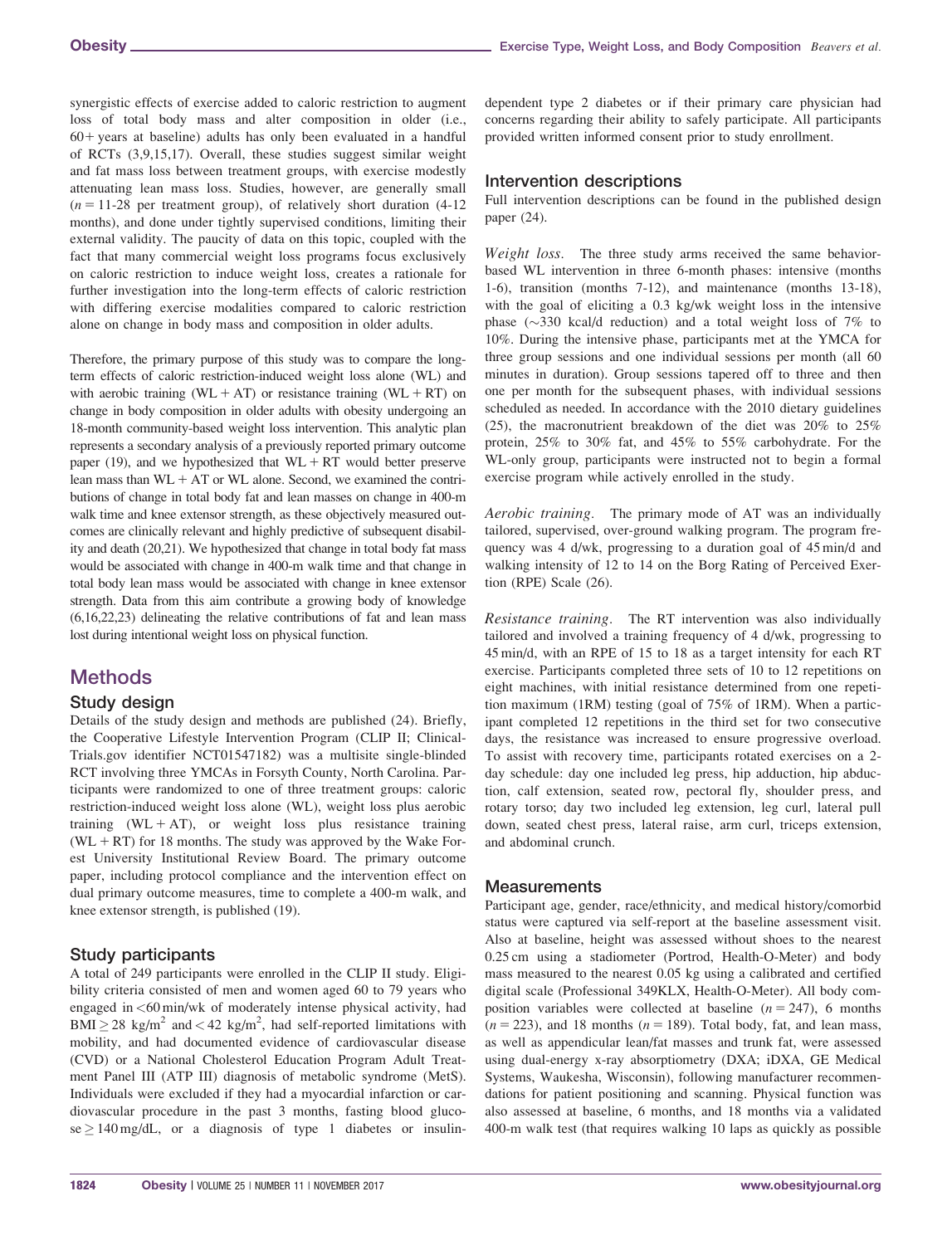synergistic effects of exercise added to caloric restriction to augment loss of total body mass and alter composition in older (i.e., 60+ years at baseline) adults has only been evaluated in a handful of RCTs (3,9,15,17). Overall, these studies suggest similar weight and fat mass loss between treatment groups, with exercise modestly attenuating lean mass loss. Studies, however, are generally small ($n = 11$-28 per treatment group), of relatively short duration (4-12 months), and done under tightly supervised conditions, limiting their external validity. The paucity of data on this topic, coupled with the fact that many commercial weight loss programs focus exclusively on caloric restriction to induce weight loss, creates a rationale for further investigation into the long-term effects of caloric restriction with differing exercise modalities compared to caloric restriction alone on change in body mass and composition in older adults.

Therefore, the primary purpose of this study was to compare the long-term effects of caloric restriction-induced weight loss alone (WL) and with aerobic training (WL + AT) or resistance training (WL + RT) on change in body composition in older adults with obesity undergoing an 18-month community-based weight loss intervention. This analytic plan represents a secondary analysis of a previously reported primary outcome paper (19), and we hypothesized that WL + RT would better preserve lean mass than WL + AT or WL alone. Second, we examined the contributions of change in total body fat and lean masses on change in 400-m walk time and knee extensor strength, as these objectively measured outcomes are clinically relevant and highly predictive of subsequent disability and death (20,21). We hypothesized that change in total body fat mass would be associated with change in 400-m walk time and that change in total body lean mass would be associated with change in knee extensor strength. Data from this aim contribute a growing body of knowledge (6,16,22,23) delineating the relative contributions of fat and lean mass lost during intentional weight loss on physical function.

# Methods

## Study design

Details of the study design and methods are published (24). Briefly, the Cooperative Lifestyle Intervention Program (CLIP II; ClinicalTrials.gov identifier NCT01547182) was a multisite single-blinded RCT involving three YMCAs in Forsyth County, North Carolina. Participants were randomized to one of three treatment groups: caloric restriction-induced weight loss alone (WL), weight loss plus aerobic training (WL + AT), or weight loss plus resistance training (WL + RT) for 18 months. The study was approved by the Wake Forest University Institutional Review Board. The primary outcome paper, including protocol compliance and the intervention effect on dual primary outcome measures, time to complete a 400-m walk, and knee extensor strength, is published (19).

## Study participants

A total of 249 participants were enrolled in the CLIP II study. Eligibility criteria consisted of men and women aged 60 to 79 years who engaged in <60 min/wk of moderately intense physical activity, had BMI ≥ 28 kg/m$^2$ and < 42 kg/m$^2$, had self-reported limitations with mobility, and had documented evidence of cardiovascular disease (CVD) or a National Cholesterol Education Program Adult Treatment Panel III (ATP III) diagnosis of metabolic syndrome (MetS). Individuals were excluded if they had a myocardial infarction or cardiovascular procedure in the past 3 months, fasting blood glucose ≥ 140 mg/dL, or a diagnosis of type 1 diabetes or insulin-dependent type 2 diabetes or if their primary care physician had concerns regarding their ability to safely participate. All participants provided written informed consent prior to study enrollment.

## Intervention descriptions

Full intervention descriptions can be found in the published design paper (24).

*Weight loss.* The three study arms received the same behavior-based WL intervention in three 6-month phases: intensive (months 1-6), transition (months 7-12), and maintenance (months 13-18), with the goal of eliciting a 0.3 kg/wk weight loss in the intensive phase (~330 kcal/d reduction) and a total weight loss of 7% to 10%. During the intensive phase, participants met at the YMCA for three group sessions and one individual sessions per month (all 60 minutes in duration). Group sessions tapered off to three and then one per month for the subsequent phases, with individual sessions scheduled as needed. In accordance with the 2010 dietary guidelines (25), the macronutrient breakdown of the diet was 20% to 25% protein, 25% to 30% fat, and 45% to 55% carbohydrate. For the WL-only group, participants were instructed not to begin a formal exercise program while actively enrolled in the study.

*Aerobic training.* The primary mode of AT was an individually tailored, supervised, over-ground walking program. The program frequency was 4 d/wk, progressing to a duration goal of 45 min/d and walking intensity of 12 to 14 on the Borg Rating of Perceived Exertion (RPE) Scale (26).

*Resistance training.* The RT intervention was also individually tailored and involved a training frequency of 4 d/wk, progressing to 45 min/d, with an RPE of 15 to 18 as a target intensity for each RT exercise. Participants completed three sets of 10 to 12 repetitions on eight machines, with initial resistance determined from one repetition maximum (1RM) testing (goal of 75% of 1RM). When a participant completed 12 repetitions in the third set for two consecutive days, the resistance was increased to ensure progressive overload. To assist with recovery time, participants rotated exercises on a 2-day schedule: day one included leg press, hip adduction, hip abduction, calf extension, seated row, pectoral fly, shoulder press, and rotary torso; day two included leg extension, leg curl, lateral pull down, seated chest press, lateral raise, arm curl, triceps extension, and abdominal crunch.

## Measurements

Participant age, gender, race/ethnicity, and medical history/comorbid status were captured via self-report at the baseline assessment visit. Also at baseline, height was assessed without shoes to the nearest 0.25 cm using a stadiometer (Portrod, Health-O-Meter) and body mass measured to the nearest 0.05 kg using a calibrated and certified digital scale (Professional 349KLX, Health-O-Meter). All body composition variables were collected at baseline ($n = 247$), 6 months ($n = 223$), and 18 months ($n = 189$). Total body, fat, and lean mass, as well as appendicular lean/fat masses and trunk fat, were assessed using dual-energy x-ray absorptiometry (DXA; iDXA, GE Medical Systems, Waukesha, Wisconsin), following manufacturer recommendations for patient positioning and scanning. Physical function was also assessed at baseline, 6 months, and 18 months via a validated 400-m walk test (that requires walking 10 laps as quickly as possible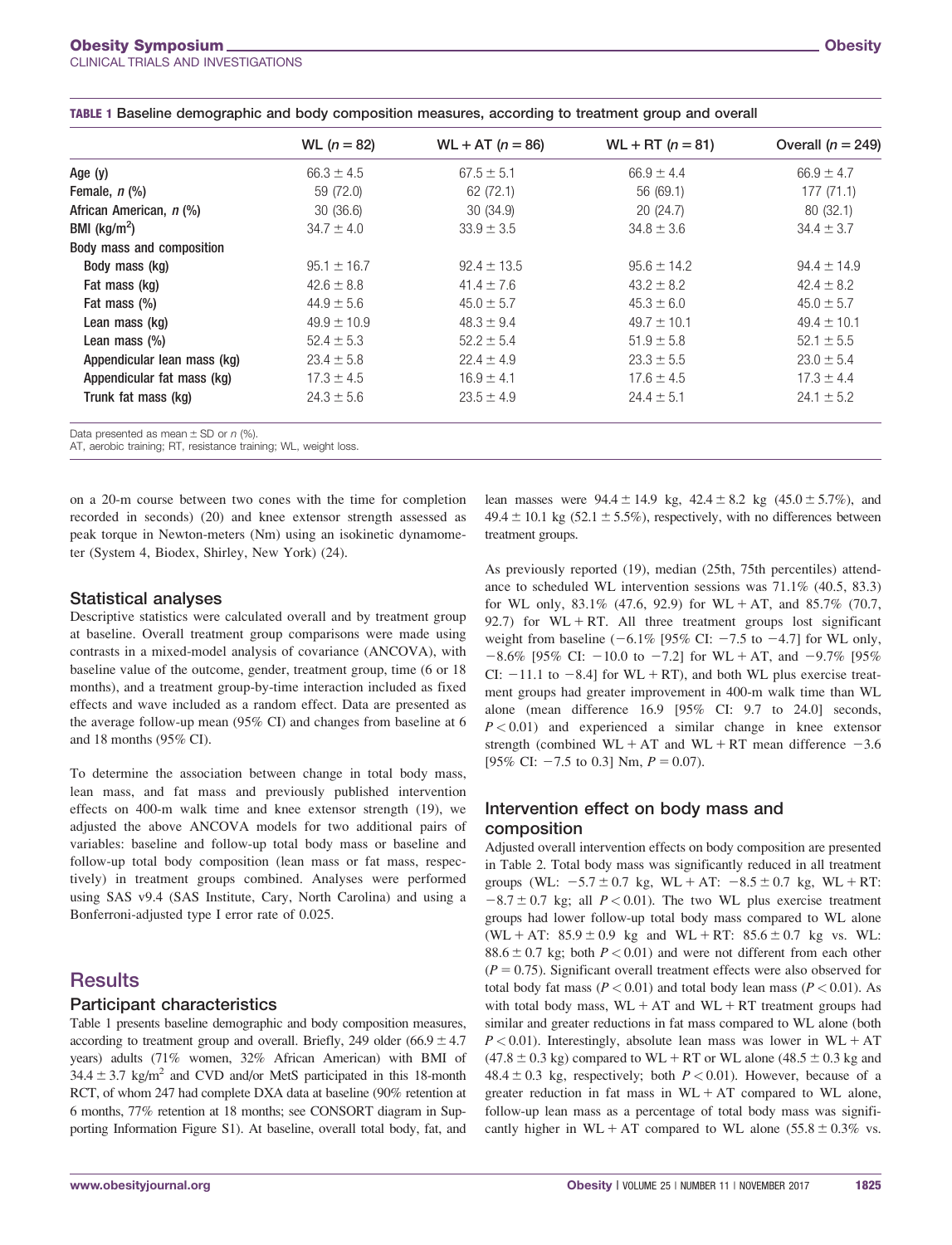**TABLE 1** Baseline demographic and body composition measures, according to treatment group and overall

| | WL ($n = 82$) | WL + AT ($n = 86$) | WL + RT ($n = 81$) | Overall ($n = 249$) |
|---|---|---|---|---|
| Age (y) | 66.3 ± 4.5 | 67.5 ± 5.1 | 66.9 ± 4.4 | 66.9 ± 4.7 |
| Female, *n* (%) | 59 (72.0) | 62 (72.1) | 56 (69.1) | 177 (71.1) |
| African American, *n* (%) | 30 (36.6) | 30 (34.9) | 20 (24.7) | 80 (32.1) |
| BMI (kg/m$^2$) | 34.7 ± 4.0 | 33.9 ± 3.5 | 34.8 ± 3.6 | 34.4 ± 3.7 |
| Body mass and composition | | | | |
| Body mass (kg) | 95.1 ± 16.7 | 92.4 ± 13.5 | 95.6 ± 14.2 | 94.4 ± 14.9 |
| Fat mass (kg) | 42.6 ± 8.8 | 41.4 ± 7.6 | 43.2 ± 8.2 | 42.4 ± 8.2 |
| Fat mass (%) | 44.9 ± 5.6 | 45.0 ± 5.7 | 45.3 ± 6.0 | 45.0 ± 5.7 |
| Lean mass (kg) | 49.9 ± 10.9 | 48.3 ± 9.4 | 49.7 ± 10.1 | 49.4 ± 10.1 |
| Lean mass (%) | 52.4 ± 5.3 | 52.2 ± 5.4 | 51.9 ± 5.8 | 52.1 ± 5.5 |
| Appendicular lean mass (kg) | 23.4 ± 5.8 | 22.4 ± 4.9 | 23.3 ± 5.5 | 23.0 ± 5.4 |
| Appendicular fat mass (kg) | 17.3 ± 4.5 | 16.9 ± 4.1 | 17.6 ± 4.5 | 17.3 ± 4.4 |
| Trunk fat mass (kg) | 24.3 ± 5.6 | 23.5 ± 4.9 | 24.4 ± 5.1 | 24.1 ± 5.2 |

Data presented as mean ± SD or *n* (%).
AT, aerobic training; RT, resistance training; WL, weight loss.

on a 20-m course between two cones with the time for completion recorded in seconds) (20) and knee extensor strength assessed as peak torque in Newton-meters (Nm) using an isokinetic dynamometer (System 4, Biodex, Shirley, New York) (24).

### Statistical analyses

Descriptive statistics were calculated overall and by treatment group at baseline. Overall treatment group comparisons were made using contrasts in a mixed-model analysis of covariance (ANCOVA), with baseline value of the outcome, gender, treatment group, time (6 or 18 months), and a treatment group-by-time interaction included as fixed effects and wave included as a random effect. Data are presented as the average follow-up mean (95% CI) and changes from baseline at 6 and 18 months (95% CI).

To determine the association between change in total body mass, lean mass, and fat mass and previously published intervention effects on 400-m walk time and knee extensor strength (19), we adjusted the above ANCOVA models for two additional pairs of variables: baseline and follow-up total body mass or baseline and follow-up total body composition (lean mass or fat mass, respectively) in treatment groups combined. Analyses were performed using SAS v9.4 (SAS Institute, Cary, North Carolina) and using a Bonferroni-adjusted type I error rate of 0.025.

## Results

### Participant characteristics

Table 1 presents baseline demographic and body composition measures, according to treatment group and overall. Briefly, 249 older (66.9 ± 4.7 years) adults (71% women, 32% African American) with BMI of 34.4 ± 3.7 kg/m$^2$ and CVD and/or MetS participated in this 18-month RCT, of whom 247 had complete DXA data at baseline (90% retention at 6 months, 77% retention at 18 months; see CONSORT diagram in Supporting Information Figure S1). At baseline, overall total body, fat, and lean masses were 94.4 ± 14.9 kg, 42.4 ± 8.2 kg (45.0 ± 5.7%), and 49.4 ± 10.1 kg (52.1 ± 5.5%), respectively, with no differences between treatment groups.

As previously reported (19), median (25th, 75th percentiles) attendance to scheduled WL intervention sessions was 71.1% (40.5, 83.3) for WL only, 83.1% (47.6, 92.9) for WL + AT, and 85.7% (70.7, 92.7) for WL + RT. All three treatment groups lost significant weight from baseline (−6.1% [95% CI: −7.5 to −4.7] for WL only, −8.6% [95% CI: −10.0 to −7.2] for WL + AT, and −9.7% [95% CI: −11.1 to −8.4] for WL + RT), and both WL plus exercise treatment groups had greater improvement in 400-m walk time than WL alone (mean difference 16.9 [95% CI: 9.7 to 24.0] seconds, $P < 0.01$) and experienced a similar change in knee extensor strength (combined WL + AT and WL + RT mean difference −3.6 [95% CI: −7.5 to 0.3] Nm, $P = 0.07$).

### Intervention effect on body mass and composition

Adjusted overall intervention effects on body composition are presented in Table 2. Total body mass was significantly reduced in all treatment groups (WL: −5.7 ± 0.7 kg, WL + AT: −8.5 ± 0.7 kg, WL + RT: −8.7 ± 0.7 kg; all $P < 0.01$). The two WL plus exercise treatment groups had lower follow-up total body mass compared to WL alone (WL + AT: 85.9 ± 0.9 kg and WL + RT: 85.6 ± 0.7 kg vs. WL: 88.6 ± 0.7 kg; both $P < 0.01$) and were not different from each other ($P = 0.75$). Significant overall treatment effects were also observed for total body fat mass ($P < 0.01$) and total body lean mass ($P < 0.01$). As with total body mass, WL + AT and WL + RT treatment groups had similar and greater reductions in fat mass compared to WL alone (both $P < 0.01$). Interestingly, absolute lean mass was lower in WL + AT (47.8 ± 0.3 kg) compared to WL + RT or WL alone (48.5 ± 0.3 kg and 48.4 ± 0.3 kg, respectively; both $P < 0.01$). However, because of a greater reduction in fat mass in WL + AT compared to WL alone, follow-up lean mass as a percentage of total body mass was significantly higher in WL + AT compared to WL alone (55.8 ± 0.3% vs.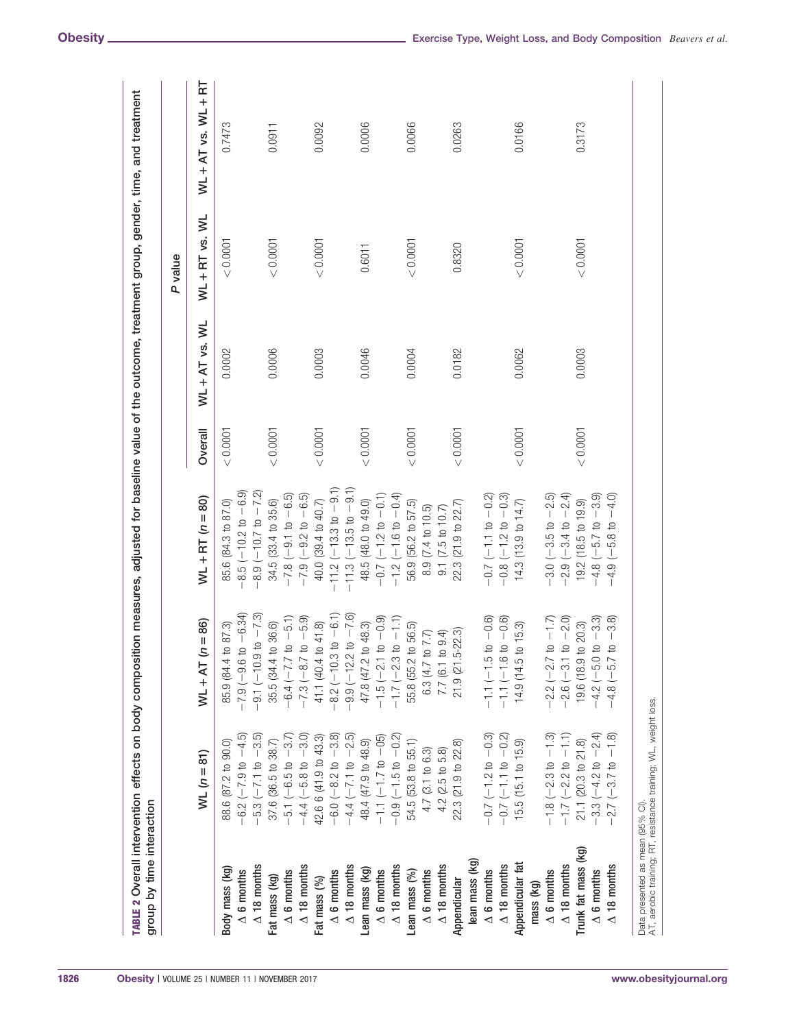**TABLE 2** Overall intervention effects on body composition measures, adjusted for baseline value of the outcome, treatment group, gender, time, and treatment group by time interaction

| | WL (n = 81) | WL + AT (n = 86) | WL + RT (n = 80) | *P* value | | | |
|---|---|---|---|---|---|---|---|
| | | | | Overall | WL + AT vs. WL | WL + RT vs. WL | WL + AT vs. WL + RT |
| **Body mass (kg)** | 88.6 (87.2 to 90.0) | 85.9 (84.4 to 87.3) | 85.6 (84.3 to 87.0) | < 0.0001 | 0.0002 | < 0.0001 | 0.7473 |
| Δ 6 months | −6.2 (−7.9 to −4.5) | −7.9 (−9.6 to −6.34) | −8.5 (−10.2 to −6.9) | | | | |
| Δ 18 months | −5.3 (−7.1 to −3.5) | −9.1 (−10.9 to −7.3) | −8.9 (−10.7 to −7.2) | | | | |
| **Fat mass (kg)** | 37.6 (36.5 to 38.7) | 35.5 (34.4 to 36.6) | 34.5 (33.4 to 35.6) | < 0.0001 | 0.0006 | < 0.0001 | 0.0911 |
| Δ 6 months | −5.1 (−6.5 to −3.7) | −6.4 (−7.7 to −5.1) | −7.8 (−9.1 to −6.5) | | | | |
| Δ 18 months | −4.4 (−5.8 to −3.0) | −7.3 (−8.7 to −5.9) | −7.9 (−9.2 to −6.5) | | | | |
| **Fat mass (%)** | 42.6 6 (41.9 to 43.3) | 41.1 (40.4 to 41.8) | 40.0 (39.4 to 40.7) | < 0.0001 | 0.0003 | < 0.0001 | 0.0092 |
| Δ 6 months | −6.0 (−8.2 to −3.8) | −8.2 (−10.3 to −6.1) | −11.2 (−13.3 to −9.1) | | | | |
| Δ 18 months | −4.4 (−7.1 to −2.5) | −9.9 (−12.2 to −7.6) | −11.3 (−13.5 to −9.1) | | | | |
| **Lean mass (kg)** | 48.4 (47.9 to 48.9) | 47.8 (47.2 to 48.3) | 48.5 (48.0 to 49.0) | < 0.0001 | 0.0046 | 0.6011 | 0.0006 |
| Δ 6 months | −1.1 (−1.7 to −05) | −1.5 (−2.1 to −0.9) | −0.7 (−1.2 to −0.1) | | | | |
| Δ 18 months | −0.9 (−1.5 to −0.2) | −1.7 (−2.3 to −1.1) | −1.2 (−1.6 to −0.4) | | | | |
| **Lean mass (%)** | 54.5 (53.8 to 55.1) | 55.8 (55.2 to 56.5) | 56.9 (56.2 to 57.5) | < 0.0001 | 0.0004 | < 0.0001 | 0.0066 |
| Δ 6 months | 4.7 (3.1 to 6.3) | 6.3 (4.7 to 7.7) | 8.9 (7.4 to 10.5) | | | | |
| Δ 18 months | 4.2 (2.5 to 5.8) | 7.7 (6.1 to 9.4) | 9.1 (7.5 to 10.7) | | | | |
| **Appendicular lean mass (kg)** | 22.3 (21.9 to 22.8) | 21.9 (21.5-22.3) | 22.3 (21.9 to 22.7) | < 0.0001 | 0.0182 | 0.8320 | 0.0263 |
| Δ 6 months | −0.7 (−1.2 to −0.3) | −1.1 (−1.5 to −0.6) | −0.7 (−1.1 to −0.2) | | | | |
| Δ 18 months | −0.7 (−1.1 to −0.2) | −1.1 (−1.6 to −0.6) | −0.8 (−1.2 to −0.3) | | | | |
| **Appendicular fat mass (kg)** | 15.5 (15.1 to 15.9) | 14.9 (14.5 to 15.3) | 14.3 (13.9 to 14.7) | < 0.0001 | 0.0062 | < 0.0001 | 0.0166 |
| Δ 6 months | −1.8 (−2.3 to −1.3) | −2.2 (−2.7 to −1.7) | −3.0 (−3.5 to −2.5) | | | | |
| Δ 18 months | −1.7 (−2.2 to −1.1) | −2.6 (−3.1 to −2.0) | −2.9 (−3.4 to −2.4) | | | | |
| **Trunk fat mass (kg)** | 21.1 (20.3 to 21.8) | 19.6 (18.9 to 20.3) | 19.2 (18.5 to 19.9) | < 0.0001 | 0.0003 | < 0.0001 | 0.3173 |
| Δ 6 months | −3.3 (−4.2 to −2.4) | −4.2 (−5.0 to −3.3) | −4.8 (−5.7 to −3.9) | | | | |
| Δ 18 months | −2.7 (−3.7 to −1.8) | −4.8 (−5.7 to −3.8) | −4.9 (−5.8 to −4.0) | | | | |

Data presented as mean (95% CI).
AT, aerobic training; RT, resistance training; WL, weight loss.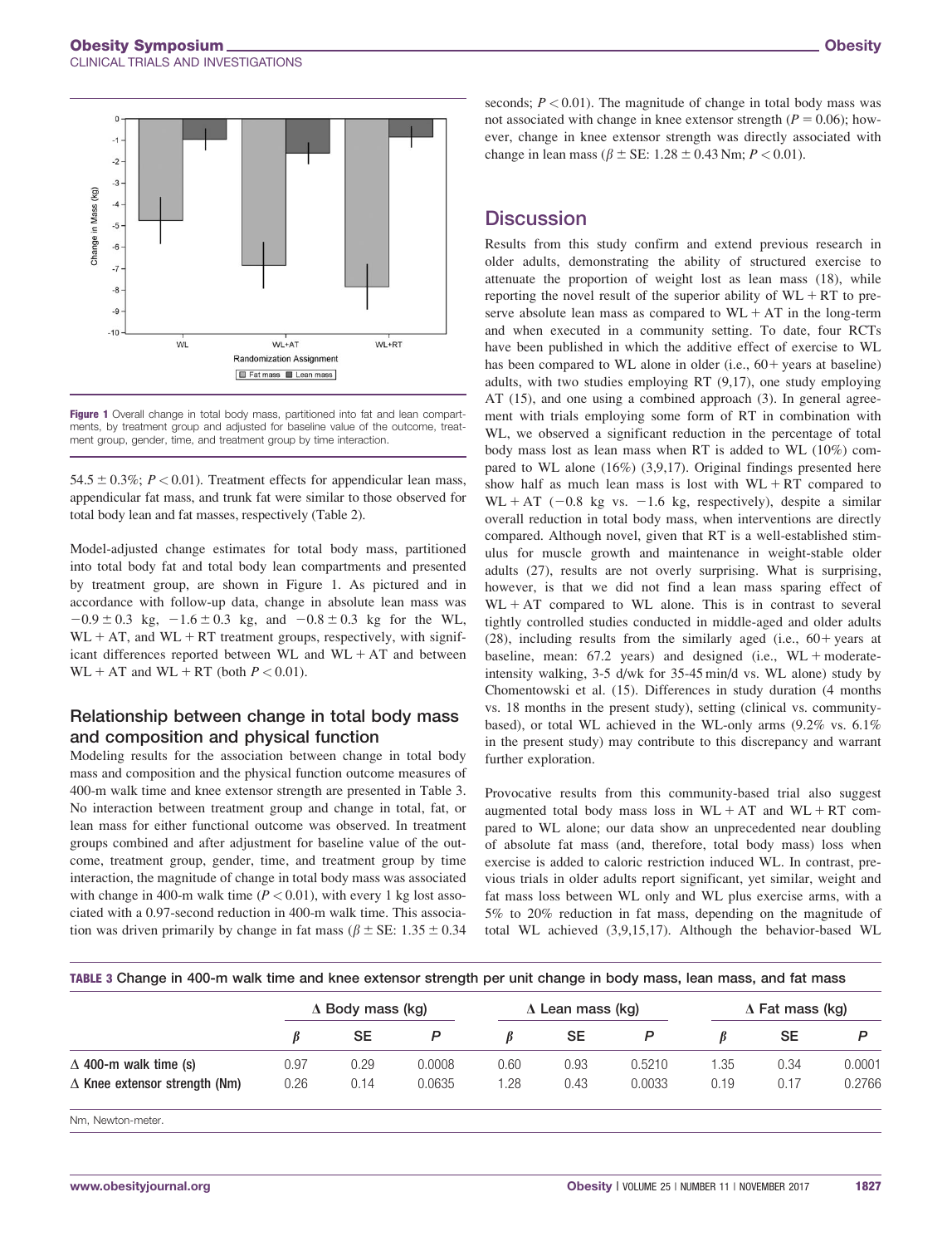Figure 1 Overall change in total body mass, partitioned into fat and lean compartments, by treatment group and adjusted for baseline value of the outcome, treatment group, gender, time, and treatment group by time interaction.

54.5 ± 0.3%; $P < 0.01$). Treatment effects for appendicular lean mass, appendicular fat mass, and trunk fat were similar to those observed for total body lean and fat masses, respectively (Table 2).

Model-adjusted change estimates for total body mass, partitioned into total body fat and total body lean compartments and presented by treatment group, are shown in Figure 1. As pictured and in accordance with follow-up data, change in absolute lean mass was −0.9 ± 0.3 kg, −1.6 ± 0.3 kg, and −0.8 ± 0.3 kg for the WL, WL + AT, and WL + RT treatment groups, respectively, with significant differences reported between WL and WL + AT and between WL + AT and WL + RT (both $P < 0.01$).

### Relationship between change in total body mass and composition and physical function

Modeling results for the association between change in total body mass and composition and the physical function outcome measures of 400-m walk time and knee extensor strength are presented in Table 3. No interaction between treatment group and change in total, fat, or lean mass for either functional outcome was observed. In treatment groups combined and after adjustment for baseline value of the outcome, treatment group, gender, time, and treatment group by time interaction, the magnitude of change in total body mass was associated with change in 400-m walk time ($P < 0.01$), with every 1 kg lost associated with a 0.97-second reduction in 400-m walk time. This association was driven primarily by change in fat mass ($\beta$ ± SE: 1.35 ± 0.34 seconds; $P < 0.01$). The magnitude of change in total body mass was not associated with change in knee extensor strength ($P = 0.06$); however, change in knee extensor strength was directly associated with change in lean mass ($\beta$ ± SE: 1.28 ± 0.43 Nm; $P < 0.01$).

## Discussion

Results from this study confirm and extend previous research in older adults, demonstrating the ability of structured exercise to attenuate the proportion of weight lost as lean mass (18), while reporting the novel result of the superior ability of WL + RT to preserve absolute lean mass as compared to WL + AT in the long-term and when executed in a community setting. To date, four RCTs have been published in which the additive effect of exercise to WL has been compared to WL alone in older (i.e., 60+ years at baseline) adults, with two studies employing RT (9,17), one study employing AT (15), and one using a combined approach (3). In general agreement with trials employing some form of RT in combination with WL, we observed a significant reduction in the percentage of total body mass lost as lean mass when RT is added to WL (10%) compared to WL alone (16%) (3,9,17). Original findings presented here show half as much lean mass is lost with WL + RT compared to WL + AT (−0.8 kg vs. −1.6 kg, respectively), despite a similar overall reduction in total body mass, when interventions are directly compared. Although novel, given that RT is a well-established stimulus for muscle growth and maintenance in weight-stable older adults (27), results are not overly surprising. What is surprising, however, is that we did not find a lean mass sparing effect of WL + AT compared to WL alone. This is in contrast to several tightly controlled studies conducted in middle-aged and older adults (28), including results from the similarly aged (i.e., 60+ years at baseline, mean: 67.2 years) and designed (i.e., WL + moderate-intensity walking, 3-5 d/wk for 35-45 min/d vs. WL alone) study by Chomentowski et al. (15). Differences in study duration (4 months vs. 18 months in the present study), setting (clinical vs. community-based), or total WL achieved in the WL-only arms (9.2% vs. 6.1% in the present study) may contribute to this discrepancy and warrant further exploration.

Provocative results from this community-based trial also suggest augmented total body mass loss in WL + AT and WL + RT compared to WL alone; our data show an unprecedented near doubling of absolute fat mass (and, therefore, total body mass) loss when exercise is added to caloric restriction induced WL. In contrast, previous trials in older adults report significant, yet similar, weight and fat mass loss between WL only and WL plus exercise arms, with a 5% to 20% reduction in fat mass, depending on the magnitude of total WL achieved (3,9,15,17). Although the behavior-based WL

**TABLE 3** Change in 400-m walk time and knee extensor strength per unit change in body mass, lean mass, and fat mass

| | Δ Body mass (kg) | | | Δ Lean mass (kg) | | | Δ Fat mass (kg) | | |
|---|---|---|---|---|---|---|---|---|---|
| | $\beta$ | SE | $P$ | $\beta$ | SE | $P$ | $\beta$ | SE | $P$ |
| Δ 400-m walk time (s) | 0.97 | 0.29 | 0.0008 | 0.60 | 0.93 | 0.5210 | 1.35 | 0.34 | 0.0001 |
| Δ Knee extensor strength (Nm) | 0.26 | 0.14 | 0.0635 | 1.28 | 0.43 | 0.0033 | 0.19 | 0.17 | 0.2766 |

Nm, Newton-meter.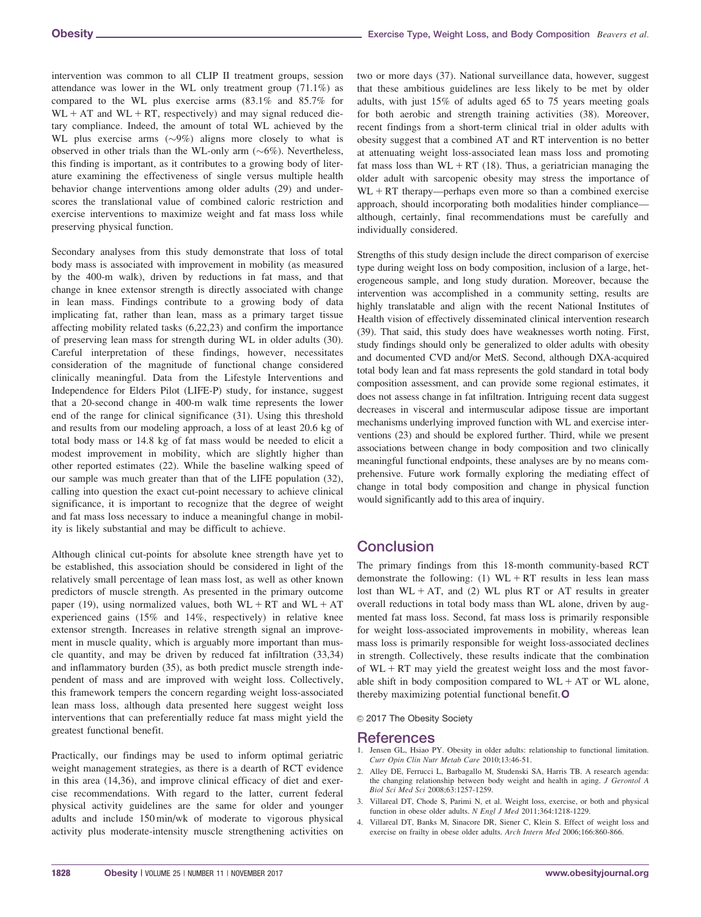intervention was common to all CLIP II treatment groups, session attendance was lower in the WL only treatment group (71.1%) as compared to the WL plus exercise arms (83.1% and 85.7% for WL + AT and WL + RT, respectively) and may signal reduced dietary compliance. Indeed, the amount of total WL achieved by the WL plus exercise arms (∼9%) aligns more closely to what is observed in other trials than the WL-only arm (∼6%). Nevertheless, this finding is important, as it contributes to a growing body of literature examining the effectiveness of single versus multiple health behavior change interventions among older adults (29) and underscores the translational value of combined caloric restriction and exercise interventions to maximize weight and fat mass loss while preserving physical function.

Secondary analyses from this study demonstrate that loss of total body mass is associated with improvement in mobility (as measured by the 400-m walk), driven by reductions in fat mass, and that change in knee extensor strength is directly associated with change in lean mass. Findings contribute to a growing body of data implicating fat, rather than lean, mass as a primary target tissue affecting mobility related tasks (6,22,23) and confirm the importance of preserving lean mass for strength during WL in older adults (30). Careful interpretation of these findings, however, necessitates consideration of the magnitude of functional change considered clinically meaningful. Data from the Lifestyle Interventions and Independence for Elders Pilot (LIFE-P) study, for instance, suggest that a 20-second change in 400-m walk time represents the lower end of the range for clinical significance (31). Using this threshold and results from our modeling approach, a loss of at least 20.6 kg of total body mass or 14.8 kg of fat mass would be needed to elicit a modest improvement in mobility, which are slightly higher than other reported estimates (22). While the baseline walking speed of our sample was much greater than that of the LIFE population (32), calling into question the exact cut-point necessary to achieve clinical significance, it is important to recognize that the degree of weight and fat mass loss necessary to induce a meaningful change in mobility is likely substantial and may be difficult to achieve.

Although clinical cut-points for absolute knee strength have yet to be established, this association should be considered in light of the relatively small percentage of lean mass lost, as well as other known predictors of muscle strength. As presented in the primary outcome paper (19), using normalized values, both WL + RT and WL + AT experienced gains (15% and 14%, respectively) in relative knee extensor strength. Increases in relative strength signal an improvement in muscle quality, which is arguably more important than muscle quantity, and may be driven by reduced fat infiltration (33,34) and inflammatory burden (35), as both predict muscle strength independent of mass and are improved with weight loss. Collectively, this framework tempers the concern regarding weight loss-associated lean mass loss, although data presented here suggest weight loss interventions that can preferentially reduce fat mass might yield the greatest functional benefit.

Practically, our findings may be used to inform optimal geriatric weight management strategies, as there is a dearth of RCT evidence in this area (14,36), and improve clinical efficacy of diet and exercise recommendations. With regard to the latter, current federal physical activity guidelines are the same for older and younger adults and include 150 min/wk of moderate to vigorous physical activity plus moderate-intensity muscle strengthening activities on two or more days (37). National surveillance data, however, suggest that these ambitious guidelines are less likely to be met by older adults, with just 15% of adults aged 65 to 75 years meeting goals for both aerobic and strength training activities (38). Moreover, recent findings from a short-term clinical trial in older adults with obesity suggest that a combined AT and RT intervention is no better at attenuating weight loss-associated lean mass loss and promoting fat mass loss than WL + RT (18). Thus, a geriatrician managing the older adult with sarcopenic obesity may stress the importance of WL + RT therapy—perhaps even more so than a combined exercise approach, should incorporating both modalities hinder compliance—although, certainly, final recommendations must be carefully and individually considered.

Strengths of this study design include the direct comparison of exercise type during weight loss on body composition, inclusion of a large, heterogeneous sample, and long study duration. Moreover, because the intervention was accomplished in a community setting, results are highly translatable and align with the recent National Institutes of Health vision of effectively disseminated clinical intervention research (39). That said, this study does have weaknesses worth noting. First, study findings should only be generalized to older adults with obesity and documented CVD and/or MetS. Second, although DXA-acquired total body lean and fat mass represents the gold standard in total body composition assessment, and can provide some regional estimates, it does not assess change in fat infiltration. Intriguing recent data suggest decreases in visceral and intermuscular adipose tissue are important mechanisms underlying improved function with WL and exercise interventions (23) and should be explored further. Third, while we present associations between change in body composition and two clinically meaningful functional endpoints, these analyses are by no means comprehensive. Future work formally exploring the mediating effect of change in total body composition and change in physical function would significantly add to this area of inquiry.

## Conclusion

The primary findings from this 18-month community-based RCT demonstrate the following: (1) WL + RT results in less lean mass lost than WL + AT, and (2) WL plus RT or AT results in greater overall reductions in total body mass than WL alone, driven by augmented fat mass loss. Second, fat mass loss is primarily responsible for weight loss-associated improvements in mobility, whereas lean mass loss is primarily responsible for weight loss-associated declines in strength. Collectively, these results indicate that the combination of WL + RT may yield the greatest weight loss and the most favorable shift in body composition compared to WL + AT or WL alone, thereby maximizing potential functional benefit.

© 2017 The Obesity Society

## References

1. Jensen GL, Hsiao PY. Obesity in older adults: relationship to functional limitation. *Curr Opin Clin Nutr Metab Care* 2010;13:46-51.
2. Alley DE, Ferrucci L, Barbagallo M, Studenski SA, Harris TB. A research agenda: the changing relationship between body weight and health in aging. *J Gerontol A Biol Sci Med Sci* 2008;63:1257-1259.
3. Villareal DT, Chode S, Parimi N, et al. Weight loss, exercise, or both and physical function in obese older adults. *N Engl J Med* 2011;364:1218-1229.
4. Villareal DT, Banks M, Sinacore DR, Siener C, Klein S. Effect of weight loss and exercise on frailty in obese older adults. *Arch Intern Med* 2006;166:860-866.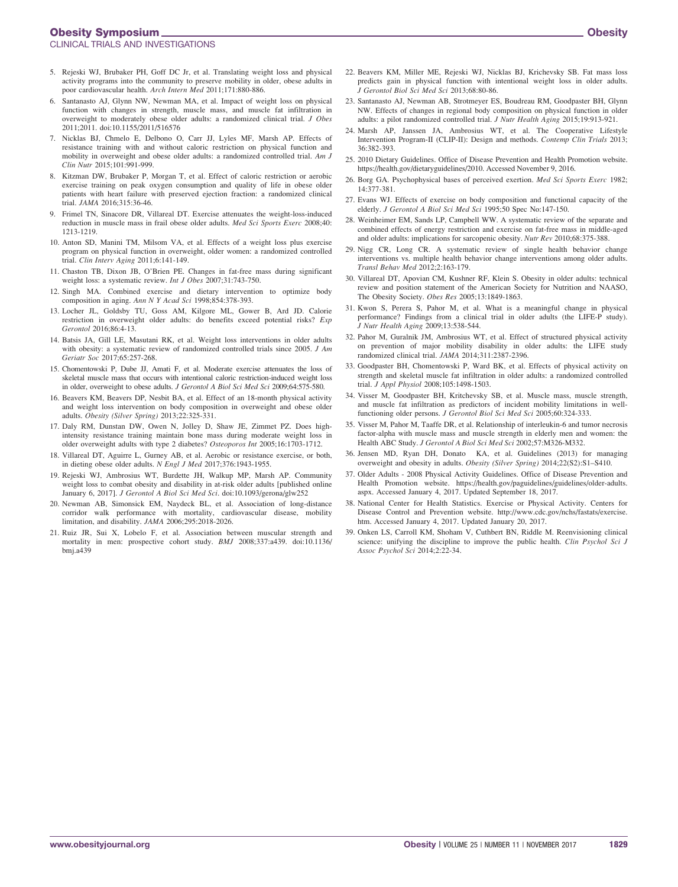5. Rejeski WJ, Brubaker PH, Goff DC Jr, et al. Translating weight loss and physical activity programs into the community to preserve mobility in older, obese adults in poor cardiovascular health. *Arch Intern Med* 2011;171:880-886.
6. Santanasto AJ, Glynn NW, Newman MA, et al. Impact of weight loss on physical function with changes in strength, muscle mass, and muscle fat infiltration in overweight to moderately obese older adults: a randomized clinical trial. *J Obes* 2011;2011. doi:10.1155/2011/516576
7. Nicklas BJ, Chmelo E, Delbono O, Carr JJ, Lyles MF, Marsh AP. Effects of resistance training with and without caloric restriction on physical function and mobility in overweight and obese older adults: a randomized controlled trial. *Am J Clin Nutr* 2015;101:991-999.
8. Kitzman DW, Brubaker P, Morgan T, et al. Effect of caloric restriction or aerobic exercise training on peak oxygen consumption and quality of life in obese older patients with heart failure with preserved ejection fraction: a randomized clinical trial. *JAMA* 2016;315:36-46.
9. Frimel TN, Sinacore DR, Villareal DT. Exercise attenuates the weight-loss-induced reduction in muscle mass in frail obese older adults. *Med Sci Sports Exerc* 2008;40: 1213-1219.
10. Anton SD, Manini TM, Milsom VA, et al. Effects of a weight loss plus exercise program on physical function in overweight, older women: a randomized controlled trial. *Clin Interv Aging* 2011;6:141-149.
11. Chaston TB, Dixon JB, O'Brien PE. Changes in fat-free mass during significant weight loss: a systematic review. *Int J Obes* 2007;31:743-750.
12. Singh MA. Combined exercise and dietary intervention to optimize body composition in aging. *Ann N Y Acad Sci* 1998;854:378-393.
13. Locher JL, Goldsby TU, Goss AM, Kilgore ML, Gower B, Ard JD. Calorie restriction in overweight older adults: do benefits exceed potential risks? *Exp Gerontol* 2016;86:4-13.
14. Batsis JA, Gill LE, Masutani RK, et al. Weight loss interventions in older adults with obesity: a systematic review of randomized controlled trials since 2005. *J Am Geriatr Soc* 2017;65:257-268.
15. Chomentowski P, Dube JJ, Amati F, et al. Moderate exercise attenuates the loss of skeletal muscle mass that occurs with intentional caloric restriction-induced weight loss in older, overweight to obese adults. *J Gerontol A Biol Sci Med Sci* 2009;64:575-580.
16. Beavers KM, Beavers DP, Nesbit BA, et al. Effect of an 18-month physical activity and weight loss intervention on body composition in overweight and obese older adults. *Obesity (Silver Spring)* 2013;22:325-331.
17. Daly RM, Dunstan DW, Owen N, Jolley D, Shaw JE, Zimmet PZ. Does high-intensity resistance training maintain bone mass during moderate weight loss in older overweight adults with type 2 diabetes? *Osteoporos Int* 2005;16:1703-1712.
18. Villareal DT, Aguirre L, Gurney AB, et al. Aerobic or resistance exercise, or both, in dieting obese older adults. *N Engl J Med* 2017;376:1943-1955.
19. Rejeski WJ, Ambrosius WT, Burdette JH, Walkup MP, Marsh AP. Community weight loss to combat obesity and disability in at-risk older adults [published online January 6, 2017]. *J Gerontol A Biol Sci Med Sci*. doi:10.1093/gerona/glw252
20. Newman AB, Simonsick EM, Naydeck BL, et al. Association of long-distance corridor walk performance with mortality, cardiovascular disease, mobility limitation, and disability. *JAMA* 2006;295:2018-2026.
21. Ruiz JR, Sui X, Lobelo F, et al. Association between muscular strength and mortality in men: prospective cohort study. *BMJ* 2008;337:a439. doi:10.1136/bmj.a439
22. Beavers KM, Miller ME, Rejeski WJ, Nicklas BJ, Krichevsky SB. Fat mass loss predicts gain in physical function with intentional weight loss in older adults. *J Gerontol Biol Sci Med Sci* 2013;68:80-86.
23. Santanasto AJ, Newman AB, Strotmeyer ES, Boudreau RM, Goodpaster BH, Glynn NW. Effects of changes in regional body composition on physical function in older adults: a pilot randomized controlled trial. *J Nutr Health Aging* 2015;19:913-921.
24. Marsh AP, Janssen JA, Ambrosius WT, et al. The Cooperative Lifestyle Intervention Program-II (CLIP-II): Design and methods. *Contemp Clin Trials* 2013; 36:382-393.
25. 2010 Dietary Guidelines. Office of Disease Prevention and Health Promotion website. https://health.gov/dietaryguidelines/2010. Accessed November 9, 2016.
26. Borg GA. Psychophysical bases of perceived exertion. *Med Sci Sports Exerc* 1982; 14:377-381.
27. Evans WJ. Effects of exercise on body composition and functional capacity of the elderly. *J Gerontol A Biol Sci Med Sci* 1995;50 Spec No:147-150.
28. Weinheimer EM, Sands LP, Campbell WW. A systematic review of the separate and combined effects of energy restriction and exercise on fat-free mass in middle-aged and older adults: implications for sarcopenic obesity. *Nutr Rev* 2010;68:375-388.
29. Nigg CR, Long CR. A systematic review of single health behavior change interventions vs. multiple health behavior change interventions among older adults. *Transl Behav Med* 2012;2:163-179.
30. Villareal DT, Apovian CM, Kushner RF, Klein S. Obesity in older adults: technical review and position statement of the American Society for Nutrition and NAASO, The Obesity Society. *Obes Res* 2005;13:1849-1863.
31. Kwon S, Perera S, Pahor M, et al. What is a meaningful change in physical performance? Findings from a clinical trial in older adults (the LIFE-P study). *J Nutr Health Aging* 2009;13:538-544.
32. Pahor M, Guralnik JM, Ambrosius WT, et al. Effect of structured physical activity on prevention of major mobility disability in older adults: the LIFE study randomized clinical trial. *JAMA* 2014;311:2387-2396.
33. Goodpaster BH, Chomentowski P, Ward BK, et al. Effects of physical activity on strength and skeletal muscle fat infiltration in older adults: a randomized controlled trial. *J Appl Physiol* 2008;105:1498-1503.
34. Visser M, Goodpaster BH, Kritchevsky SB, et al. Muscle mass, muscle strength, and muscle fat infiltration as predictors of incident mobility limitations in well-functioning older persons. *J Gerontol Biol Sci Med Sci* 2005;60:324-333.
35. Visser M, Pahor M, Taaffe DR, et al. Relationship of interleukin-6 and tumor necrosis factor-alpha with muscle mass and muscle strength in elderly men and women: the Health ABC Study. *J Gerontol A Biol Sci Med Sci* 2002;57:M326-M332.
36. Jensen MD, Ryan DH, Donato KA, et al. Guidelines (2013) for managing overweight and obesity in adults. *Obesity (Silver Spring)* 2014;22(S2):S1–S410.
37. Older Adults - 2008 Physical Activity Guidelines. Office of Disease Prevention and Health Promotion website. https://health.gov/paguidelines/guidelines/older-adults.aspx. Accessed January 4, 2017. Updated September 18, 2017.
38. National Center for Health Statistics. Exercise or Physical Activity. Centers for Disease Control and Prevention website. http://www.cdc.gov/nchs/fastats/exercise.htm. Accessed January 4, 2017. Updated January 20, 2017.
39. Onken LS, Carroll KM, Shoham V, Cuthbert BN, Riddle M. Reenvisioning clinical science: unifying the discipline to improve the public health. *Clin Psychol Sci J Assoc Psychol Sci* 2014;2:22-34.